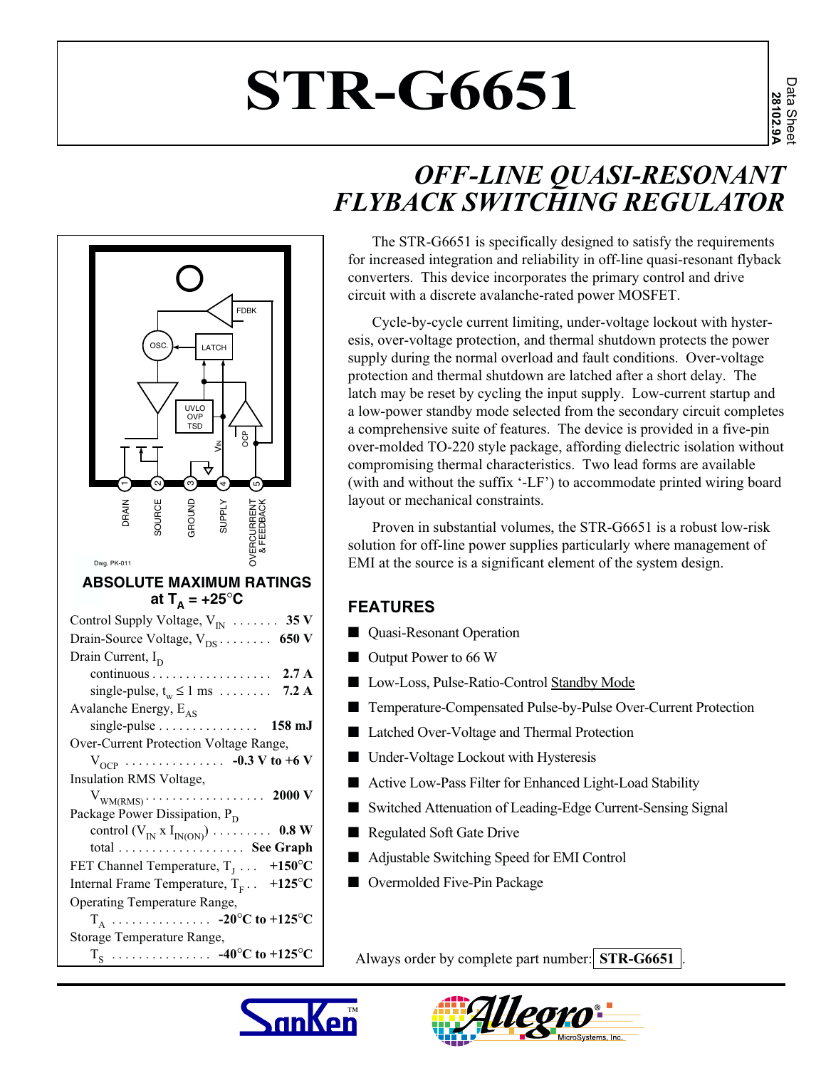# STR-G6651

Data Sheet 28102.9A

## *OFF-LINE QUASI-RESONANT FLYBACK SWITCHING REGULATOR*

The STR-G6651 is specifically designed to satisfy the requirements for increased integration and reliability in off-line quasi-resonant flyback converters. This device incorporates the primary control and drive circuit with a discrete avalanche-rated power MOSFET.

Cycle-by-cycle current limiting, under-voltage lockout with hysteresis, over-voltage protection, and thermal shutdown protects the power supply during the normal overload and fault conditions. Over-voltage protection and thermal shutdown are latched after a short delay. The latch may be reset by cycling the input supply. Low-current startup and a low-power standby mode selected from the secondary circuit completes a comprehensive suite of features. The device is provided in a five-pin over-molded TO-220 style package, affording dielectric isolation without compromising thermal characteristics. Two lead forms are available (with and without the suffix '-LF') to accommodate printed wiring board layout or mechanical constraints.

Proven in substantial volumes, the STR-G6651 is a robust low-risk solution for off-line power supplies particularly where management of EMI at the source is a significant element of the system design.

Pins: 1 DRAIN, 2 SOURCE, 3 GROUND, 4 SUPPLY, 5 OVERCURRENT & FEEDBACK

Dwg. PK-011

### ABSOLUTE MAXIMUM RATINGS at $T_A$ = +25°C

| Parameter | Rating |
|---|---|
| Control Supply Voltage, $V_{IN}$ | **35 V** |
| Drain-Source Voltage, $V_{DS}$ | **650 V** |
| Drain Current, $I_D$ continuous | **2.7 A** |
| single-pulse, $t_w \le 1$ ms | **7.2 A** |
| Avalanche Energy, $E_{AS}$ single-pulse | **158 mJ** |
| Over-Current Protection Voltage Range, $V_{OCP}$ | **-0.3 V to +6 V** |
| Insulation RMS Voltage, $V_{WM(RMS)}$ | **2000 V** |
| Package Power Dissipation, $P_D$ control ($V_{IN} \times I_{IN(ON)}$) | **0.8 W** |
| total | **See Graph** |
| FET Channel Temperature, $T_J$ | **+150°C** |
| Internal Frame Temperature, $T_F$ | **+125°C** |
| Operating Temperature Range, $T_A$ | **-20°C to +125°C** |
| Storage Temperature Range, $T_S$ | **-40°C to +125°C** |

## FEATURES

- Quasi-Resonant Operation
- Output Power to 66 W
- Low-Loss, Pulse-Ratio-Control Standby Mode
- Temperature-Compensated Pulse-by-Pulse Over-Current Protection
- Latched Over-Voltage and Thermal Protection
- Under-Voltage Lockout with Hysteresis
- Active Low-Pass Filter for Enhanced Light-Load Stability
- Switched Attenuation of Leading-Edge Current-Sensing Signal
- Regulated Soft Gate Drive
- Adjustable Switching Speed for EMI Control
- Overmolded Five-Pin Package

Always order by complete part number: **STR-G6651**.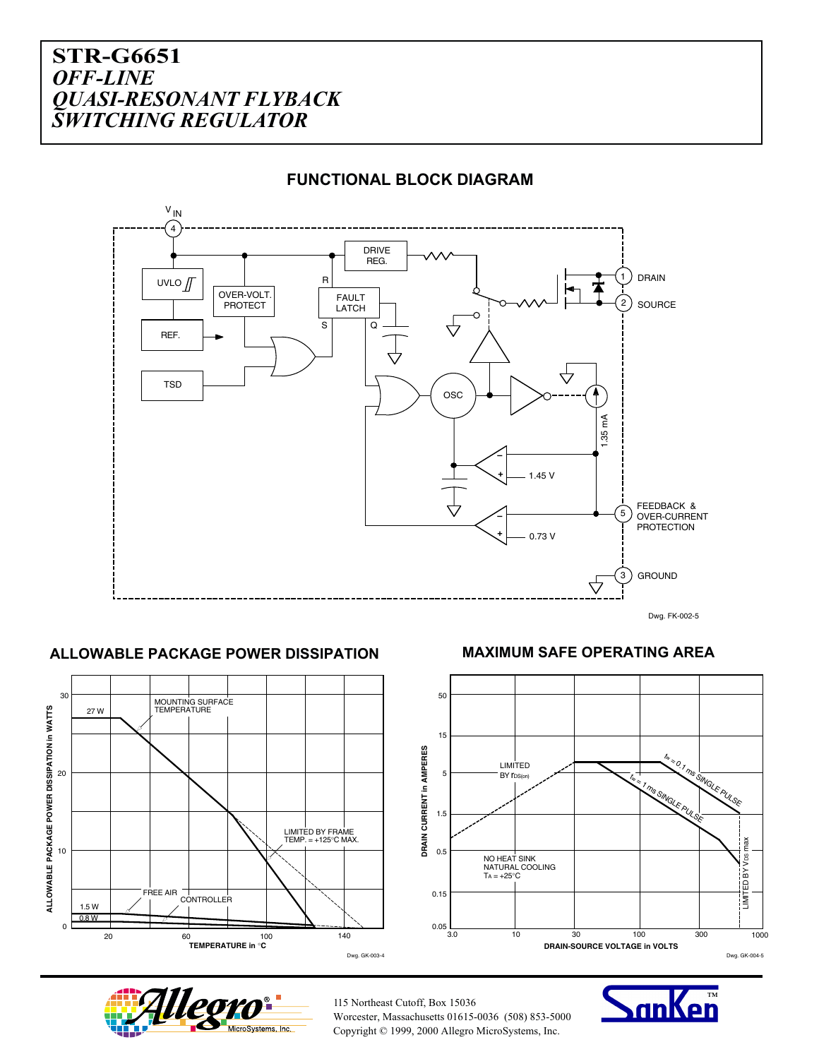# STR-G6651
## *OFF-LINE QUASI-RESONANT FLYBACK SWITCHING REGULATOR*

### FUNCTIONAL BLOCK DIAGRAM

$V_{IN}$ 4, UVLO, REF., TSD, OVER-VOLT. PROTECT, DRIVE REG., FAULT LATCH (R, S, Q), OSC, 1.35 mA, 1.45 V, 0.73 V

1 DRAIN

2 SOURCE

5 FEEDBACK & OVER-CURRENT PROTECTION

3 GROUND

Dwg. FK-002-5

### ALLOWABLE PACKAGE POWER DISSIPATION

ALLOWABLE PACKAGE POWER DISSIPATION in WATTS vs. TEMPERATURE in °C

27 W — MOUNTING SURFACE TEMPERATURE

LIMITED BY FRAME TEMP. = +125°C MAX.

1.5 W — FREE AIR

0.8 W — CONTROLLER

Dwg. GK-003-4

### MAXIMUM SAFE OPERATING AREA

DRAIN CURRENT in AMPERES vs. DRAIN-SOURCE VOLTAGE in VOLTS

LIMITED BY $r_{DS(on)}$

$t_w$ = 0.1 ms SINGLE PULSE

$t_w$ = 1 ms SINGLE PULSE

NO HEAT SINK NATURAL COOLING $T_A$ = +25°C

LIMITED BY $V_{DS}$ max

Dwg. GK-004-5

115 Northeast Cutoff, Box 15036
Worcester, Massachusetts 01615-0036 (508) 853-5000
Copyright © 1999, 2000 Allegro MicroSystems, Inc.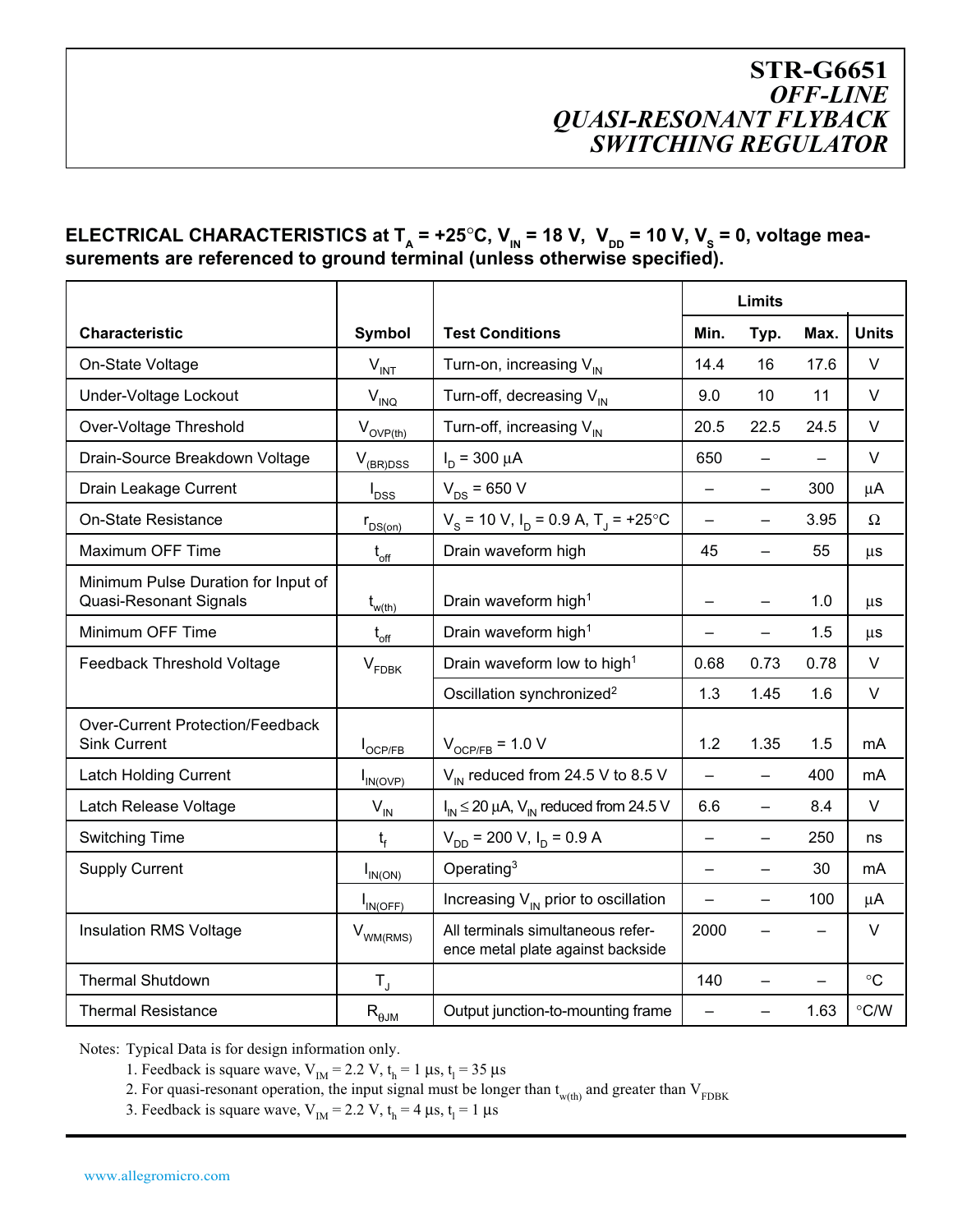# STR-G6651
## *OFF-LINE QUASI-RESONANT FLYBACK SWITCHING REGULATOR*

**ELECTRICAL CHARACTERISTICS at $T_A$ = +25°C, $V_{IN}$ = 18 V, $V_{DD}$ = 10 V, $V_S$ = 0, voltage measurements are referenced to ground terminal (unless otherwise specified).**

| Characteristic | Symbol | Test Conditions | Limits Min. | Limits Typ. | Limits Max. | Units |
|---|---|---|---|---|---|---|
| On-State Voltage | $V_{INT}$ | Turn-on, increasing $V_{IN}$ | 14.4 | 16 | 17.6 | V |
| Under-Voltage Lockout | $V_{INQ}$ | Turn-off, decreasing $V_{IN}$ | 9.0 | 10 | 11 | V |
| Over-Voltage Threshold | $V_{OVP(th)}$ | Turn-off, increasing $V_{IN}$ | 20.5 | 22.5 | 24.5 | V |
| Drain-Source Breakdown Voltage | $V_{(BR)DSS}$ | $I_D$ = 300 µA | 650 | – | – | V |
| Drain Leakage Current | $I_{DSS}$ | $V_{DS}$ = 650 V | – | – | 300 | µA |
| On-State Resistance | $r_{DS(on)}$ | $V_S$ = 10 V, $I_D$ = 0.9 A, $T_J$ = +25°C | – | – | 3.95 | Ω |
| Maximum OFF Time | $t_{off}$ | Drain waveform high | 45 | – | 55 | µs |
| Minimum Pulse Duration for Input of Quasi-Resonant Signals | $t_{w(th)}$ | Drain waveform high[1] | – | – | 1.0 | µs |
| Minimum OFF Time | $t_{off}$ | Drain waveform high[1] | – | – | 1.5 | µs |
| Feedback Threshold Voltage | $V_{FDBK}$ | Drain waveform low to high[1] | 0.68 | 0.73 | 0.78 | V |
| | | Oscillation synchronized[2] | 1.3 | 1.45 | 1.6 | V |
| Over-Current Protection/Feedback Sink Current | $I_{OCP/FB}$ | $V_{OCP/FB}$ = 1.0 V | 1.2 | 1.35 | 1.5 | mA |
| Latch Holding Current | $I_{IN(OVP)}$ | $V_{IN}$ reduced from 24.5 V to 8.5 V | – | – | 400 | mA |
| Latch Release Voltage | $V_{IN}$ | $I_{IN}$ ≤ 20 µA, $V_{IN}$ reduced from 24.5 V | 6.6 | – | 8.4 | V |
| Switching Time | $t_f$ | $V_{DD}$ = 200 V, $I_D$ = 0.9 A | – | – | 250 | ns |
| Supply Current | $I_{IN(ON)}$ | Operating[3] | – | – | 30 | mA |
| | $I_{IN(OFF)}$ | Increasing $V_{IN}$ prior to oscillation | – | – | 100 | µA |
| Insulation RMS Voltage | $V_{WM(RMS)}$ | All terminals simultaneous reference metal plate against backside | 2000 | – | – | V |
| Thermal Shutdown | $T_J$ | | 140 | – | – | °C |
| Thermal Resistance | $R_{\theta JM}$ | Output junction-to-mounting frame | – | – | 1.63 | °C/W |

Notes: Typical Data is for design information only.

1. Feedback is square wave, $V_{IM}$ = 2.2 V, $t_h$ = 1 µs, $t_l$ = 35 µs
2. For quasi-resonant operation, the input signal must be longer than $t_{w(th)}$ and greater than $V_{FDBK}$
3. Feedback is square wave, $V_{IM}$ = 2.2 V, $t_h$ = 4 µs, $t_l$ = 1 µs

www.allegromicro.com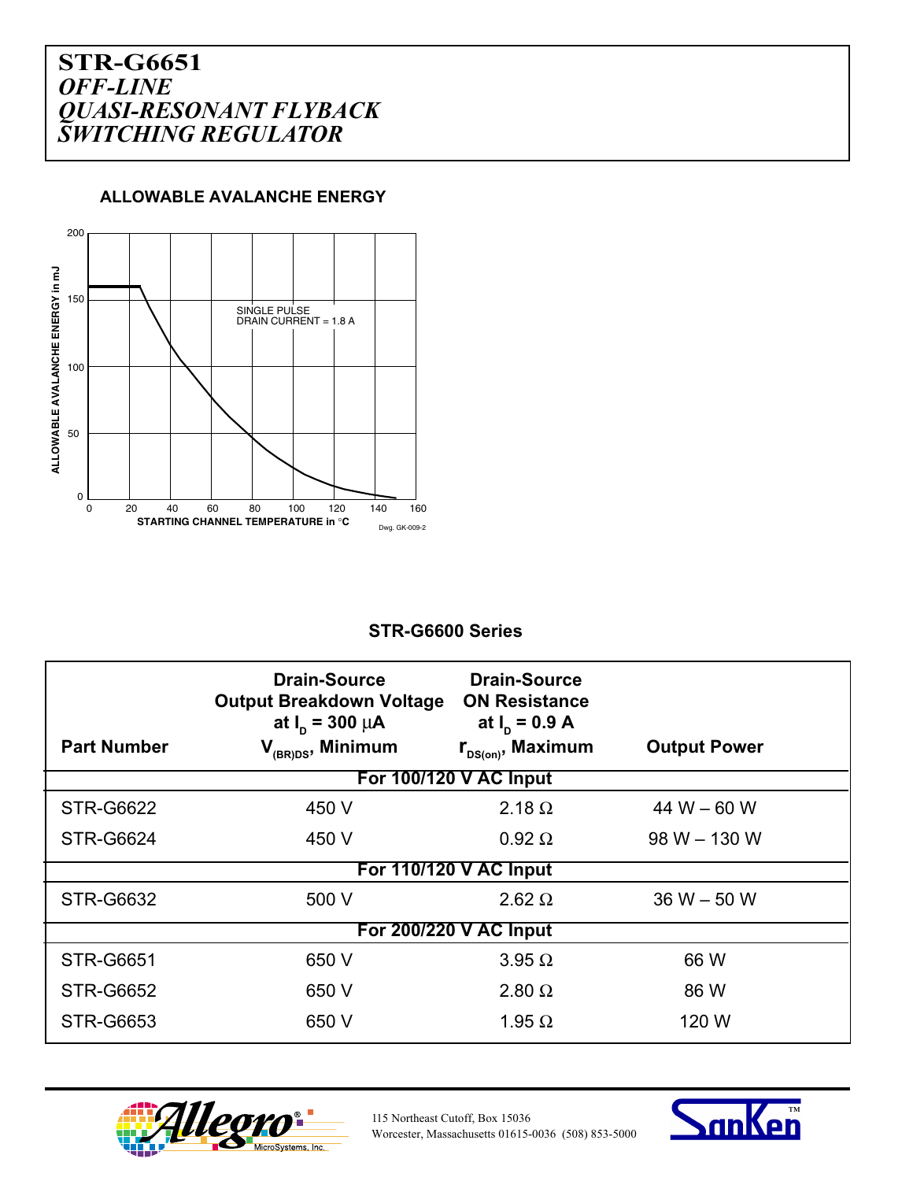# STR-G6651
## *OFF-LINE QUASI-RESONANT FLYBACK SWITCHING REGULATOR*

### ALLOWABLE AVALANCHE ENERGY

ALLOWABLE AVALANCHE ENERGY in mJ

SINGLE PULSE
DRAIN CURRENT = 1.8 A

STARTING CHANNEL TEMPERATURE in °C

Dwg. GK-009-2

### STR-G6600 Series

| Part Number | Drain-Source Output Breakdown Voltage at $I_D$ = 300 μA $V_{(BR)DS}$, Minimum | Drain-Source ON Resistance at $I_D$ = 0.9 A $r_{DS(on)}$, Maximum | Output Power |
|---|---|---|---|
| **For 100/120 V AC Input** | | | |
| STR-G6622 | 450 V | 2.18 Ω | 44 W – 60 W |
| STR-G6624 | 450 V | 0.92 Ω | 98 W – 130 W |
| **For 110/120 V AC Input** | | | |
| STR-G6632 | 500 V | 2.62 Ω | 36 W – 50 W |
| **For 200/220 V AC Input** | | | |
| STR-G6651 | 650 V | 3.95 Ω | 66 W |
| STR-G6652 | 650 V | 2.80 Ω | 86 W |
| STR-G6653 | 650 V | 1.95 Ω | 120 W |

115 Northeast Cutoff, Box 15036
Worcester, Massachusetts 01615-0036 (508) 853-5000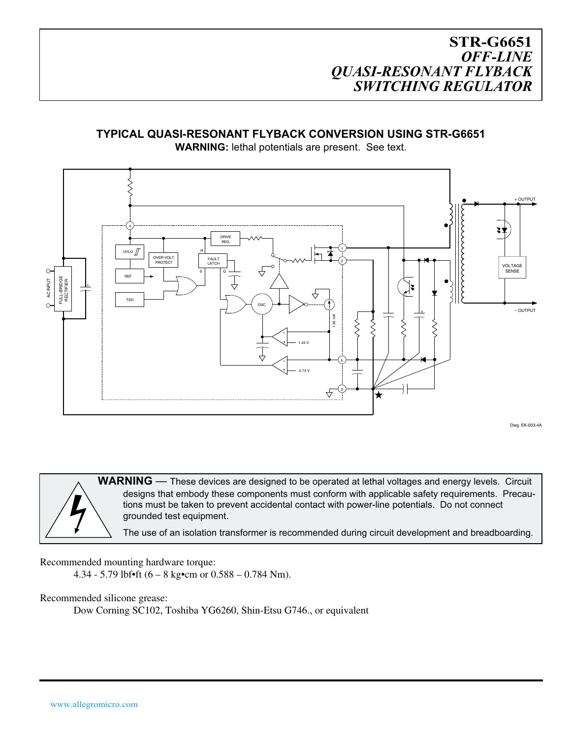# STR-G6651
## *OFF-LINE QUASI-RESONANT FLYBACK SWITCHING REGULATOR*

**TYPICAL QUASI-RESONANT FLYBACK CONVERSION USING STR-G6651**

**WARNING:** lethal potentials are present. See text.

Dwg. EK-003-4A

**WARNING** — These devices are designed to be operated at lethal voltages and energy levels. Circuit designs that embody these components must conform with applicable safety requirements. Precautions must be taken to prevent accidental contact with power-line potentials. Do not connect grounded test equipment.

The use of an isolation transformer is recommended during circuit development and breadboarding.

Recommended mounting hardware torque:

4.34 - 5.79 lbf•ft (6 – 8 kg•cm or 0.588 – 0.784 Nm).

Recommended silicone grease:

Dow Corning SC102, Toshiba YG6260, Shin-Etsu G746., or equivalent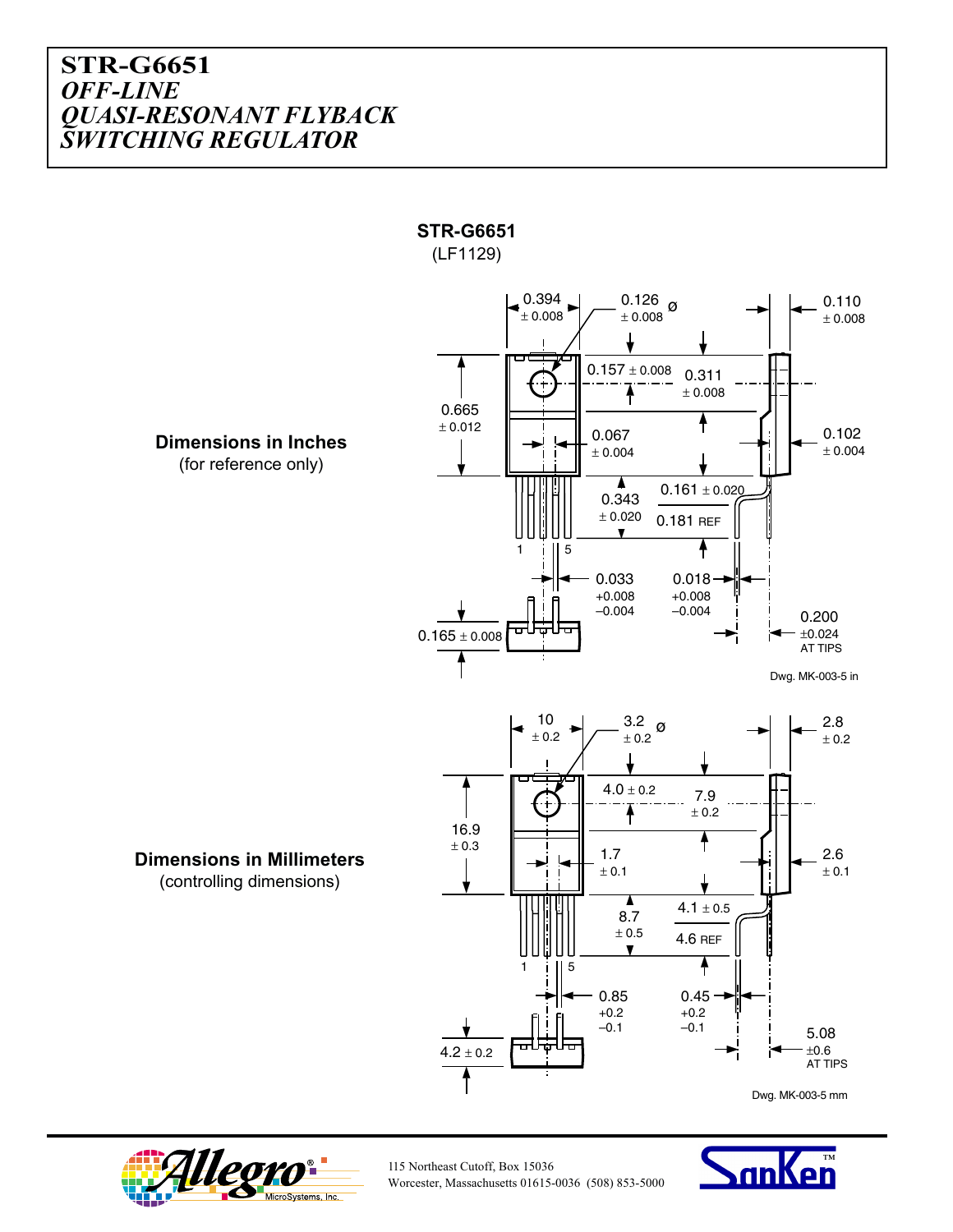# STR-G6651
## *OFF-LINE QUASI-RESONANT FLYBACK SWITCHING REGULATOR*

**STR-G6651**
(LF1129)

**Dimensions in Inches**
(for reference only)

0.394 ± 0.008
0.126 ± 0.008 ø
0.110 ± 0.008
0.157 ± 0.008
0.311 ± 0.008
0.665 ± 0.012
0.067 ± 0.004
0.102 ± 0.004
0.343 ± 0.020
0.161 ± 0.020
0.181 REF
1
5
0.033 +0.008 −0.004
0.018 +0.008 −0.004
0.165 ± 0.008
0.200 ±0.024 AT TIPS

Dwg. MK-003-5 in

**Dimensions in Millimeters**
(controlling dimensions)

10 ± 0.2
3.2 ± 0.2 ø
2.8 ± 0.2
4.0 ± 0.2
7.9 ± 0.2
16.9 ± 0.3
1.7 ± 0.1
2.6 ± 0.1
8.7 ± 0.5
4.1 ± 0.5
4.6 REF
1
5
0.85 +0.2 −0.1
0.45 +0.2 −0.1
4.2 ± 0.2
5.08 ±0.6 AT TIPS

Dwg. MK-003-5 mm

115 Northeast Cutoff, Box 15036
Worcester, Massachusetts 01615-0036 (508) 853-5000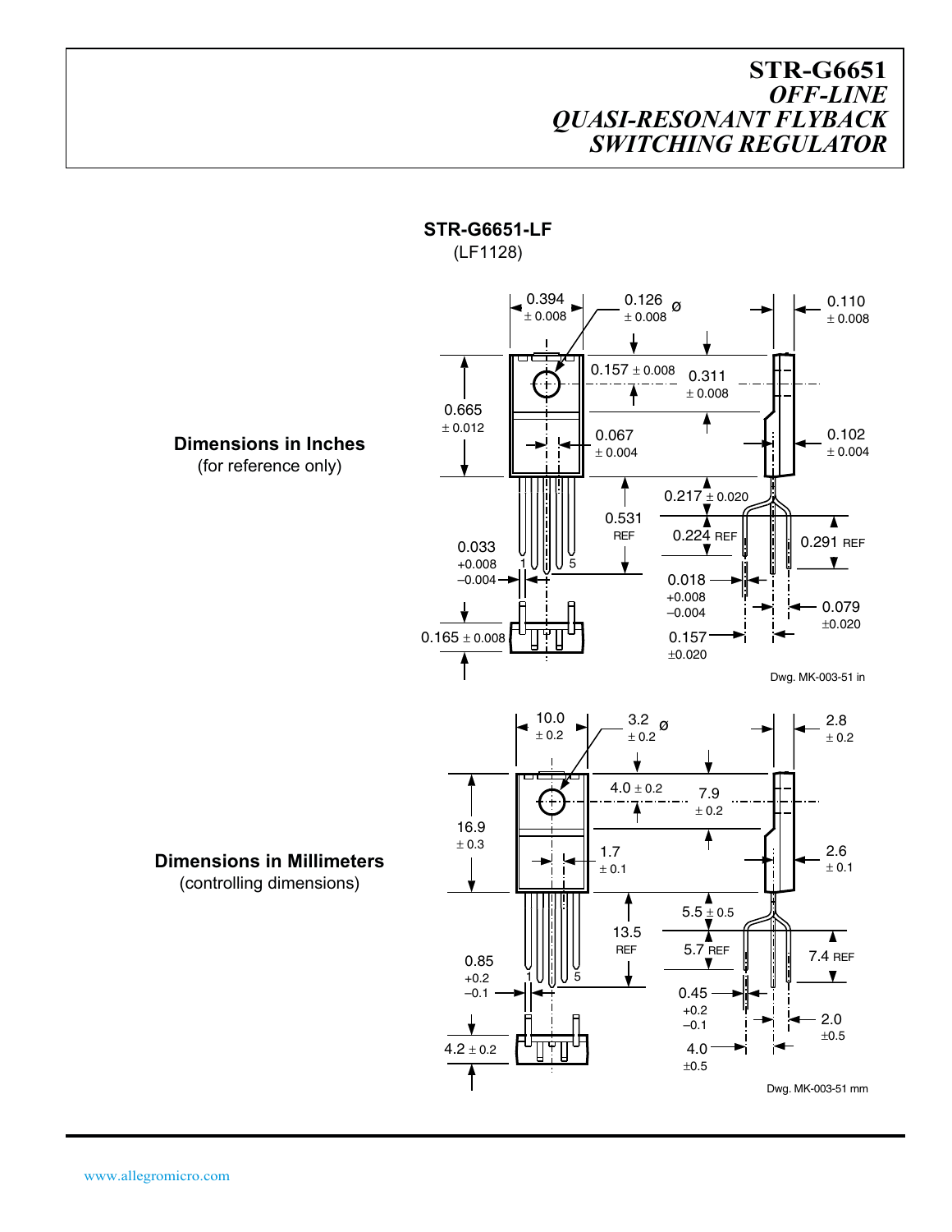## STR-G6651-LF

(LF1128)

**Dimensions in Inches**

(for reference only)

0.394 ± 0.008

0.126 ± 0.008 ø

0.110 ± 0.008

0.157 ± 0.008

0.311 ± 0.008

0.665 ± 0.012

0.067 ± 0.004

0.102 ± 0.004

0.217 ± 0.020

0.531 REF

0.224 REF

0.291 REF

0.033 +0.008 −0.004

0.018 +0.008 −0.004

0.079 ±0.020

0.165 ± 0.008

0.157 ±0.020

Dwg. MK-003-51 in

**Dimensions in Millimeters**

(controlling dimensions)

10.0 ± 0.2

3.2 ± 0.2 ø

2.8 ± 0.2

4.0 ± 0.2

7.9 ± 0.2

16.9 ± 0.3

1.7 ± 0.1

2.6 ± 0.1

5.5 ± 0.5

13.5 REF

5.7 REF

7.4 REF

0.85 +0.2 −0.1

0.45 +0.2 −0.1

2.0 ±0.5

4.2 ± 0.2

4.0 ±0.5

Dwg. MK-003-51 mm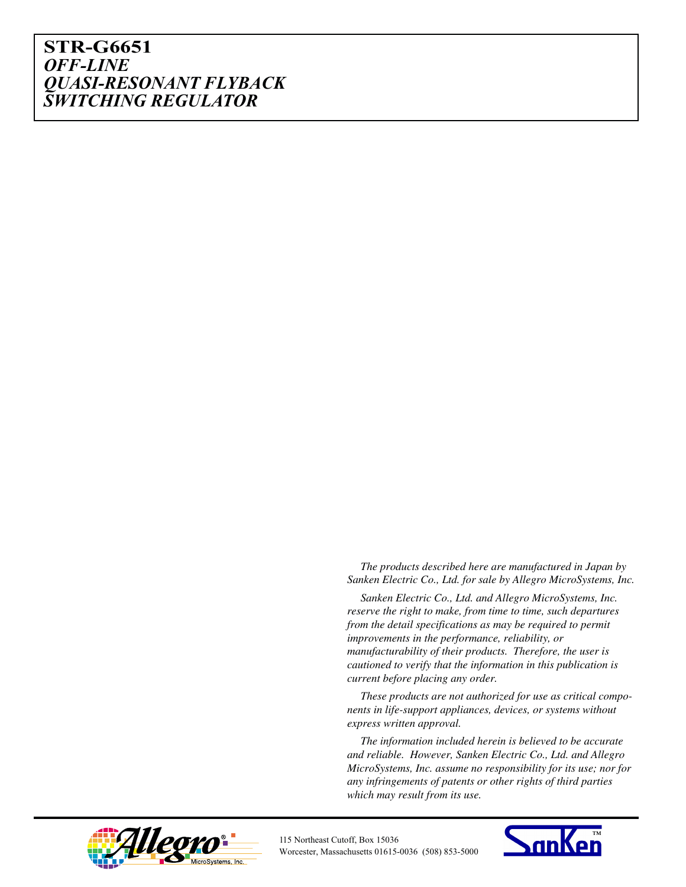**STR-G6651**
***OFF-LINE***
***QUASI-RESONANT FLYBACK***
***SWITCHING REGULATOR***

*The products described here are manufactured in Japan by Sanken Electric Co., Ltd. for sale by Allegro MicroSystems, Inc.*

*Sanken Electric Co., Ltd. and Allegro MicroSystems, Inc. reserve the right to make, from time to time, such departures from the detail specifications as may be required to permit improvements in the performance, reliability, or manufacturability of their products. Therefore, the user is cautioned to verify that the information in this publication is current before placing any order.*

*These products are not authorized for use as critical components in life-support appliances, devices, or systems without express written approval.*

*The information included herein is believed to be accurate and reliable. However, Sanken Electric Co., Ltd. and Allegro MicroSystems, Inc. assume no responsibility for its use; nor for any infringements of patents or other rights of third parties which may result from its use.*

115 Northeast Cutoff, Box 15036
Worcester, Massachusetts 01615-0036 (508) 853-5000